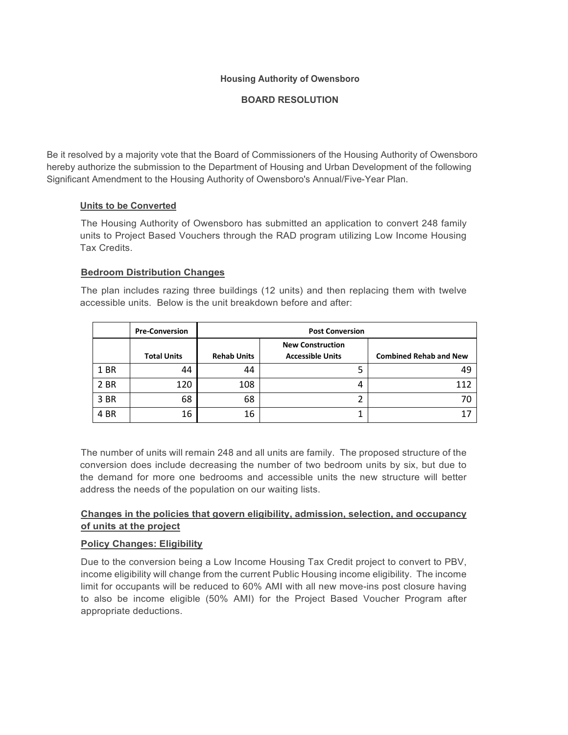**Housing Authority of Owensboro**

**BOARD RESOLUTION**

Be it resolved by a majority vote that the Board of Commissioners of the Housing Authority of Owensboro hereby authorize the submission to the Department of Housing and Urban Development of the following Significant Amendment to the Housing Authority of Owensboro's Annual/Five-Year Plan.

**Units to be Converted**

The Housing Authority of Owensboro has submitted an application to convert 248 family units to Project Based Vouchers through the RAD program utilizing Low Income Housing Tax Credits.

**Bedroom Distribution Changes**

The plan includes razing three buildings (12 units) and then replacing them with twelve accessible units. Below is the unit breakdown before and after:

| | Pre-Conversion | Post Conversion | | |
|---|---|---|---|---|
| | Total Units | Rehab Units | New Construction Accessible Units | Combined Rehab and New |
| 1 BR | 44 | 44 | 5 | 49 |
| 2 BR | 120 | 108 | 4 | 112 |
| 3 BR | 68 | 68 | 2 | 70 |
| 4 BR | 16 | 16 | 1 | 17 |

The number of units will remain 248 and all units are family. The proposed structure of the conversion does include decreasing the number of two bedroom units by six, but due to the demand for more one bedrooms and accessible units the new structure will better address the needs of the population on our waiting lists.

**Changes in the policies that govern eligibility, admission, selection, and occupancy of units at the project**

**Policy Changes: Eligibility**

Due to the conversion being a Low Income Housing Tax Credit project to convert to PBV, income eligibility will change from the current Public Housing income eligibility. The income limit for occupants will be reduced to 60% AMI with all new move-ins post closure having to also be income eligible (50% AMI) for the Project Based Voucher Program after appropriate deductions.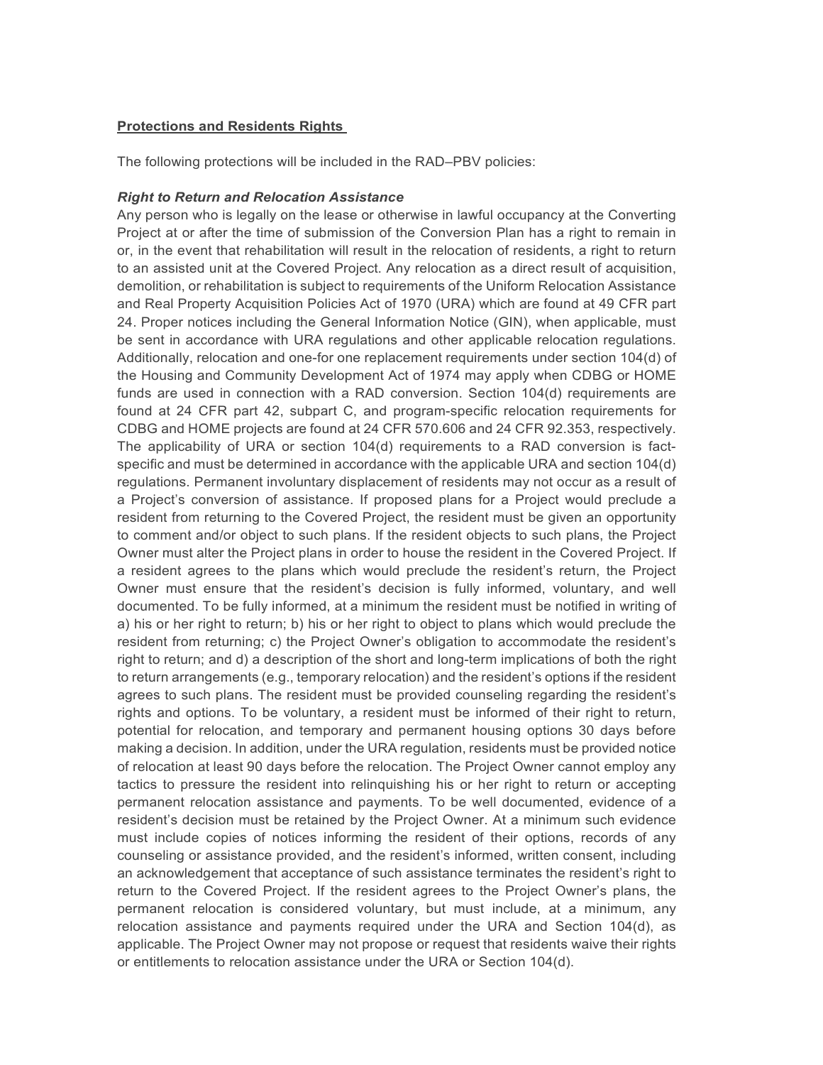**Protections and Residents Rights**

The following protections will be included in the RAD–PBV policies:

***Right to Return and Relocation Assistance***

Any person who is legally on the lease or otherwise in lawful occupancy at the Converting Project at or after the time of submission of the Conversion Plan has a right to remain in or, in the event that rehabilitation will result in the relocation of residents, a right to return to an assisted unit at the Covered Project. Any relocation as a direct result of acquisition, demolition, or rehabilitation is subject to requirements of the Uniform Relocation Assistance and Real Property Acquisition Policies Act of 1970 (URA) which are found at 49 CFR part 24. Proper notices including the General Information Notice (GIN), when applicable, must be sent in accordance with URA regulations and other applicable relocation regulations. Additionally, relocation and one-for one replacement requirements under section 104(d) of the Housing and Community Development Act of 1974 may apply when CDBG or HOME funds are used in connection with a RAD conversion. Section 104(d) requirements are found at 24 CFR part 42, subpart C, and program-specific relocation requirements for CDBG and HOME projects are found at 24 CFR 570.606 and 24 CFR 92.353, respectively. The applicability of URA or section 104(d) requirements to a RAD conversion is fact-specific and must be determined in accordance with the applicable URA and section 104(d) regulations. Permanent involuntary displacement of residents may not occur as a result of a Project's conversion of assistance. If proposed plans for a Project would preclude a resident from returning to the Covered Project, the resident must be given an opportunity to comment and/or object to such plans. If the resident objects to such plans, the Project Owner must alter the Project plans in order to house the resident in the Covered Project. If a resident agrees to the plans which would preclude the resident's return, the Project Owner must ensure that the resident's decision is fully informed, voluntary, and well documented. To be fully informed, at a minimum the resident must be notified in writing of a) his or her right to return; b) his or her right to object to plans which would preclude the resident from returning; c) the Project Owner's obligation to accommodate the resident's right to return; and d) a description of the short and long-term implications of both the right to return arrangements (e.g., temporary relocation) and the resident's options if the resident agrees to such plans. The resident must be provided counseling regarding the resident's rights and options. To be voluntary, a resident must be informed of their right to return, potential for relocation, and temporary and permanent housing options 30 days before making a decision. In addition, under the URA regulation, residents must be provided notice of relocation at least 90 days before the relocation. The Project Owner cannot employ any tactics to pressure the resident into relinquishing his or her right to return or accepting permanent relocation assistance and payments. To be well documented, evidence of a resident's decision must be retained by the Project Owner. At a minimum such evidence must include copies of notices informing the resident of their options, records of any counseling or assistance provided, and the resident's informed, written consent, including an acknowledgement that acceptance of such assistance terminates the resident's right to return to the Covered Project. If the resident agrees to the Project Owner's plans, the permanent relocation is considered voluntary, but must include, at a minimum, any relocation assistance and payments required under the URA and Section 104(d), as applicable. The Project Owner may not propose or request that residents waive their rights or entitlements to relocation assistance under the URA or Section 104(d).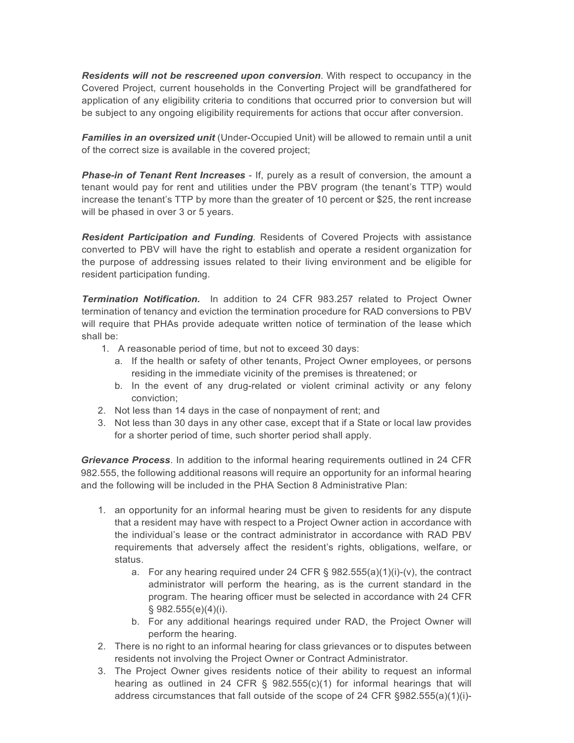***Residents will not be rescreened upon conversion***. With respect to occupancy in the Covered Project, current households in the Converting Project will be grandfathered for application of any eligibility criteria to conditions that occurred prior to conversion but will be subject to any ongoing eligibility requirements for actions that occur after conversion.

***Families in an oversized unit*** (Under-Occupied Unit) will be allowed to remain until a unit of the correct size is available in the covered project;

***Phase-in of Tenant Rent Increases*** - If, purely as a result of conversion, the amount a tenant would pay for rent and utilities under the PBV program (the tenant's TTP) would increase the tenant's TTP by more than the greater of 10 percent or $25, the rent increase will be phased in over 3 or 5 years.

***Resident Participation and Funding***. Residents of Covered Projects with assistance converted to PBV will have the right to establish and operate a resident organization for the purpose of addressing issues related to their living environment and be eligible for resident participation funding.

***Termination Notification.*** In addition to 24 CFR 983.257 related to Project Owner termination of tenancy and eviction the termination procedure for RAD conversions to PBV will require that PHAs provide adequate written notice of termination of the lease which shall be:

1. A reasonable period of time, but not to exceed 30 days:
   a. If the health or safety of other tenants, Project Owner employees, or persons residing in the immediate vicinity of the premises is threatened; or
   b. In the event of any drug-related or violent criminal activity or any felony conviction;
2. Not less than 14 days in the case of nonpayment of rent; and
3. Not less than 30 days in any other case, except that if a State or local law provides for a shorter period of time, such shorter period shall apply.

***Grievance Process***. In addition to the informal hearing requirements outlined in 24 CFR 982.555, the following additional reasons will require an opportunity for an informal hearing and the following will be included in the PHA Section 8 Administrative Plan:

1. an opportunity for an informal hearing must be given to residents for any dispute that a resident may have with respect to a Project Owner action in accordance with the individual's lease or the contract administrator in accordance with RAD PBV requirements that adversely affect the resident's rights, obligations, welfare, or status.
   a. For any hearing required under 24 CFR § 982.555(a)(1)(i)-(v), the contract administrator will perform the hearing, as is the current standard in the program. The hearing officer must be selected in accordance with 24 CFR § 982.555(e)(4)(i).
   b. For any additional hearings required under RAD, the Project Owner will perform the hearing.
2. There is no right to an informal hearing for class grievances or to disputes between residents not involving the Project Owner or Contract Administrator.
3. The Project Owner gives residents notice of their ability to request an informal hearing as outlined in 24 CFR § 982.555(c)(1) for informal hearings that will address circumstances that fall outside of the scope of 24 CFR §982.555(a)(1)(i)-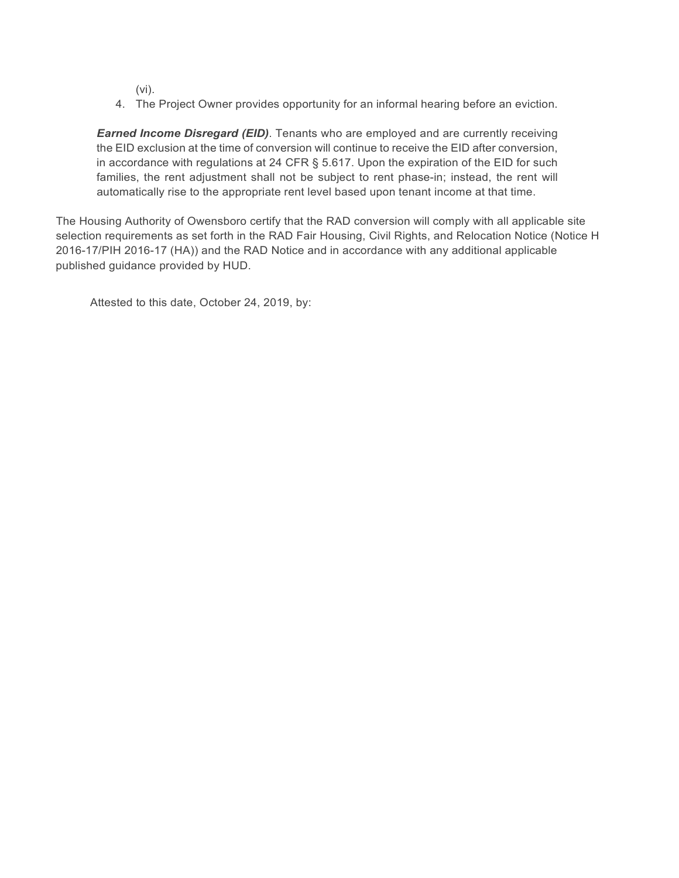(vi).

4. The Project Owner provides opportunity for an informal hearing before an eviction.

***Earned Income Disregard (EID)***. Tenants who are employed and are currently receiving the EID exclusion at the time of conversion will continue to receive the EID after conversion, in accordance with regulations at 24 CFR § 5.617. Upon the expiration of the EID for such families, the rent adjustment shall not be subject to rent phase-in; instead, the rent will automatically rise to the appropriate rent level based upon tenant income at that time.

The Housing Authority of Owensboro certify that the RAD conversion will comply with all applicable site selection requirements as set forth in the RAD Fair Housing, Civil Rights, and Relocation Notice (Notice H 2016-17/PIH 2016-17 (HA)) and the RAD Notice and in accordance with any additional applicable published guidance provided by HUD.

Attested to this date, October 24, 2019, by: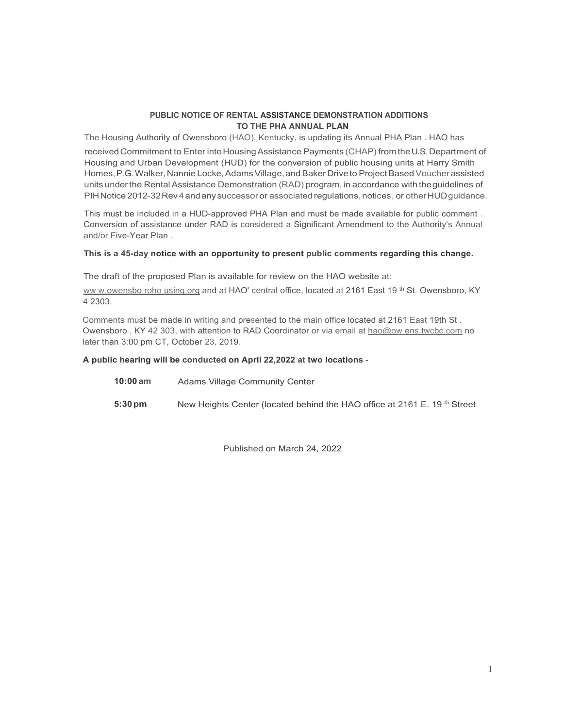**PUBLIC NOTICE OF RENTAL ASSISTANCE DEMONSTRATION ADDITIONS TO THE PHA ANNUAL PLAN**

The Housing Authority of Owensboro (HAO), Kentucky, is updating its Annual PHA Plan . HAO has received Commitment to Enter into Housing Assistance Payments (CHAP) from the U.S. Department of Housing and Urban Development (HUD) for the conversion of public housing units at Harry Smith Homes, P.G. Walker, Nannie Locke, Adams Village, and Baker Drive to Project Based Voucher assisted units under the Rental Assistance Demonstration (RAD) program, in accordance with the guidelines of PIH Notice 2012-32 Rev 4 and any successor or associated regulations, notices, or other HUD guidance.

This must be included in a HUD-approved PHA Plan and must be made available for public comment . Conversion of assistance under RAD is considered a Significant Amendment to the Authority's Annual and/or Five-Year Plan .

**This is a 45-day notice with an opportunity to present public comments regarding this change.**

The draft of the proposed Plan is available for review on the HAO website at:

ww w.owensbo roho using.org and at HAO' central office, located at 2161 East 19 th St. Owensboro, KY 4 2303.

Comments must be made in writing and presented to the main office located at 2161 East 19th St . Owensboro , KY 42 303, with attention to RAD Coordinator or via email at hao@ow ens.twcbc.com no later than 3:00 pm CT, October 23, 2019.

**A public hearing will be conducted on April 22,2022 at two locations** -

**10:00 am** Adams Village Community Center

**5:30 pm** New Heights Center (located behind the HAO office at 2161 E. 19 th Street

Published on March 24, 2022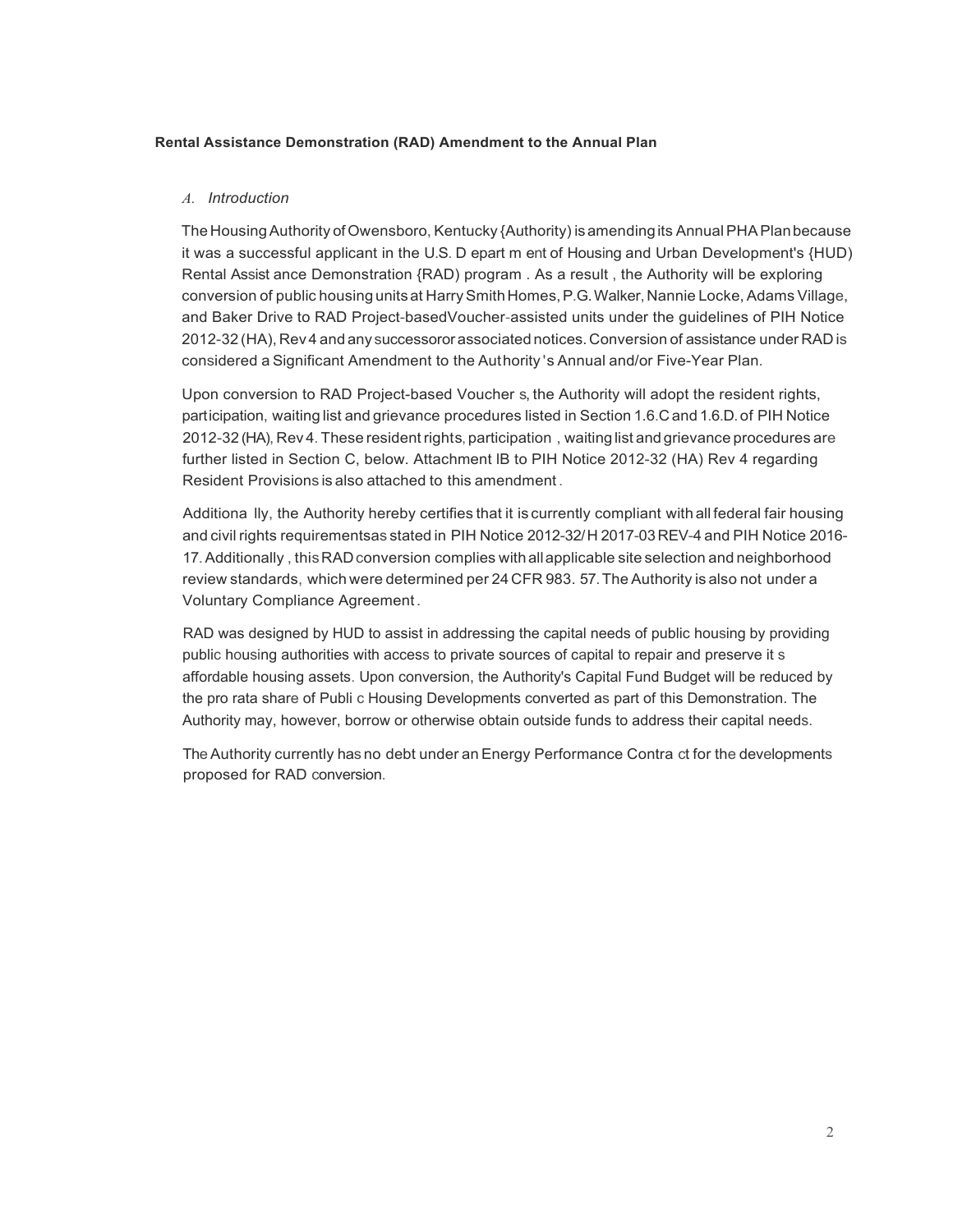**Rental Assistance Demonstration (RAD) Amendment to the Annual Plan**

*A. Introduction*

The Housing Authority of Owensboro, Kentucky {Authority) is amending its Annual PHA Plan because it was a successful applicant in the U.S. Department of Housing and Urban Development's {HUD) Rental Assistance Demonstration {RAD) program. As a result, the Authority will be exploring conversion of public housing units at Harry Smith Homes, P.G. Walker, Nannie Locke, Adams Village, and Baker Drive to RAD Project-based Voucher-assisted units under the guidelines of PIH Notice 2012-32 (HA), Rev 4 and any successor or associated notices. Conversion of assistance under RAD is considered a Significant Amendment to the Authority's Annual and/or Five-Year Plan.

Upon conversion to RAD Project-based Vouchers, the Authority will adopt the resident rights, participation, waiting list and grievance procedures listed in Section 1.6.C and 1.6.D. of PIH Notice 2012-32 (HA), Rev 4. These resident rights, participation, waiting list and grievance procedures are further listed in Section C, below. Attachment IB to PIH Notice 2012-32 (HA) Rev 4 regarding Resident Provisions is also attached to this amendment.

Additionally, the Authority hereby certifies that it is currently compliant with all federal fair housing and civil rights requirements as stated in PIH Notice 2012-32/H 2017-03 REV-4 and PIH Notice 2016-17. Additionally, this RAD conversion complies with all applicable site selection and neighborhood review standards, which were determined per 24 CFR 983. 57. The Authority is also not under a Voluntary Compliance Agreement.

RAD was designed by HUD to assist in addressing the capital needs of public housing by providing public housing authorities with access to private sources of capital to repair and preserve its affordable housing assets. Upon conversion, the Authority's Capital Fund Budget will be reduced by the pro rata share of Public Housing Developments converted as part of this Demonstration. The Authority may, however, borrow or otherwise obtain outside funds to address their capital needs.

The Authority currently has no debt under an Energy Performance Contract for the developments proposed for RAD conversion.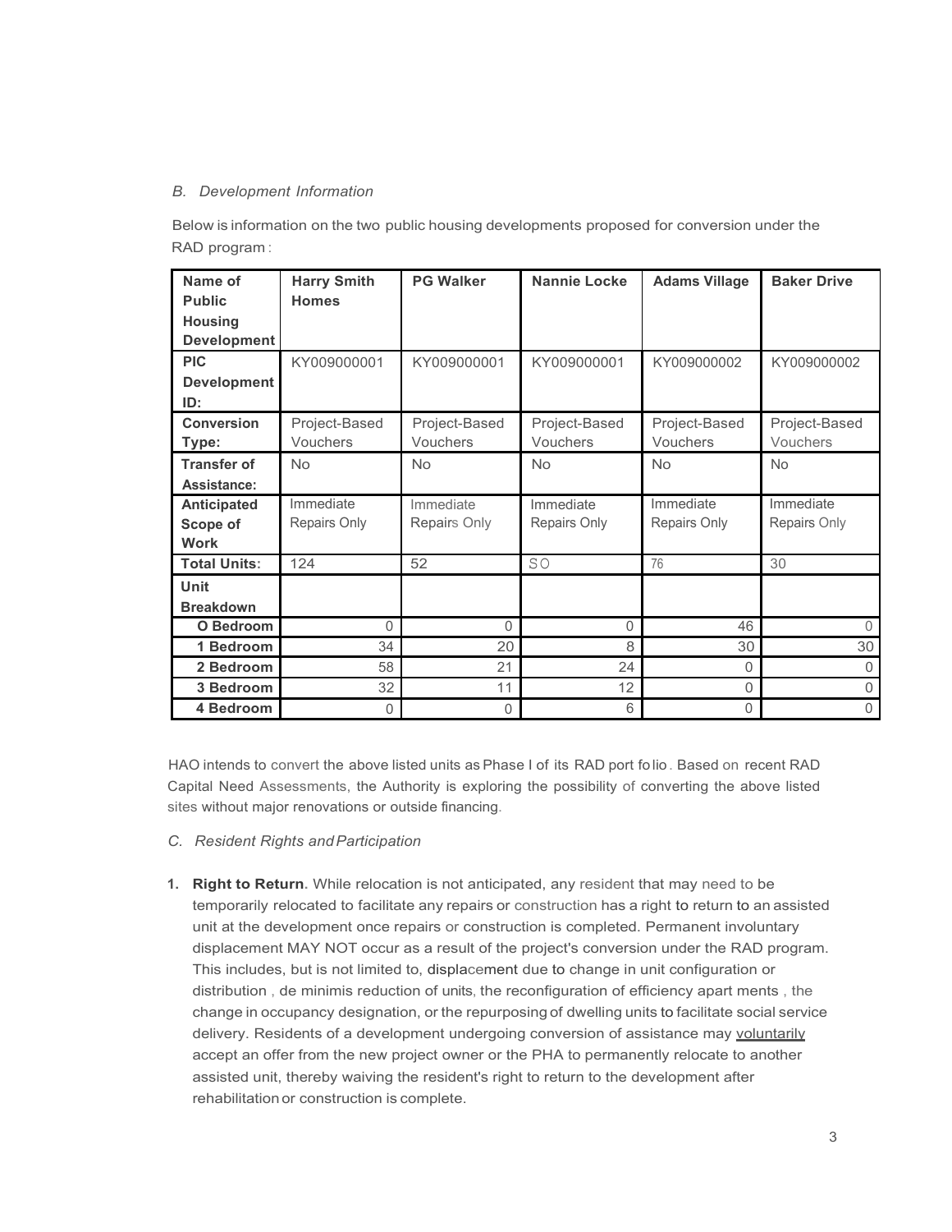*B. Development Information*

Below is information on the two public housing developments proposed for conversion under the RAD program:

| **Name of Public Housing Development** | **Harry Smith Homes** | **PG Walker** | **Nannie Locke** | **Adams Village** | **Baker Drive** |
|---|---|---|---|---|---|
| **PIC Development ID:** | KY009000001 | KY009000001 | KY009000001 | KY009000002 | KY009000002 |
| **Conversion Type:** | Project-Based Vouchers | Project-Based Vouchers | Project-Based Vouchers | Project-Based Vouchers | Project-Based Vouchers |
| **Transfer of Assistance:** | No | No | No | No | No |
| **Anticipated Scope of Work** | Immediate Repairs Only | Immediate Repairs Only | Immediate Repairs Only | Immediate Repairs Only | Immediate Repairs Only |
| **Total Units:** | 124 | 52 | SO | 76 | 30 |
| **Unit Breakdown** | | | | | |
| **O Bedroom** | 0 | 0 | 0 | 46 | 0 |
| **1 Bedroom** | 34 | 20 | 8 | 30 | 30 |
| **2 Bedroom** | 58 | 21 | 24 | 0 | 0 |
| **3 Bedroom** | 32 | 11 | 12 | 0 | 0 |
| **4 Bedroom** | 0 | 0 | 6 | 0 | 0 |

HAO intends to convert the above listed units as Phase I of its RAD port folio. Based on recent RAD Capital Need Assessments, the Authority is exploring the possibility of converting the above listed sites without major renovations or outside financing.

*C. Resident Rights and Participation*

1. **Right to Return**. While relocation is not anticipated, any resident that may need to be temporarily relocated to facilitate any repairs or construction has a right to return to an assisted unit at the development once repairs or construction is completed. Permanent involuntary displacement MAY NOT occur as a result of the project's conversion under the RAD program. This includes, but is not limited to, displacement due to change in unit configuration or distribution , de minimis reduction of units, the reconfiguration of efficiency apart ments , the change in occupancy designation, or the repurposing of dwelling units to facilitate social service delivery. Residents of a development undergoing conversion of assistance may voluntarily accept an offer from the new project owner or the PHA to permanently relocate to another assisted unit, thereby waiving the resident's right to return to the development after rehabilitation or construction is complete.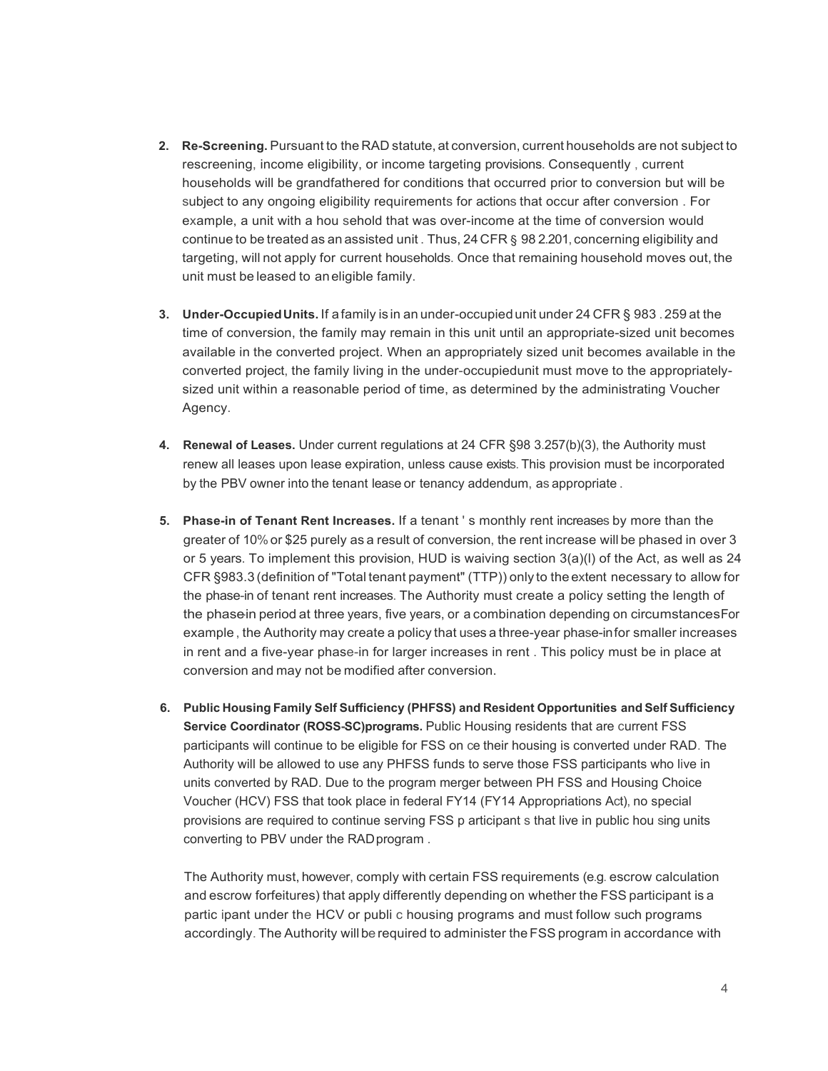2. **Re-Screening.** Pursuant to the RAD statute, at conversion, current households are not subject to rescreening, income eligibility, or income targeting provisions. Consequently , current households will be grandfathered for conditions that occurred prior to conversion but will be subject to any ongoing eligibility requirements for actions that occur after conversion . For example, a unit with a hou sehold that was over-income at the time of conversion would continue to be treated as an assisted unit . Thus, 24 CFR § 98 2.201, concerning eligibility and targeting, will not apply for current households. Once that remaining household moves out, the unit must be leased to an eligible family.

3. **Under-Occupied Units.** If a family is in an under-occupied unit under 24 CFR § 983 . 259 at the time of conversion, the family may remain in this unit until an appropriate-sized unit becomes available in the converted project. When an appropriately sized unit becomes available in the converted project, the family living in the under-occupiedunit must move to the appropriately-sized unit within a reasonable period of time, as determined by the administrating Voucher Agency.

4. **Renewal of Leases.** Under current regulations at 24 CFR §98 3.257(b)(3), the Authority must renew all leases upon lease expiration, unless cause exists. This provision must be incorporated by the PBV owner into the tenant lease or tenancy addendum, as appropriate .

5. **Phase-in of Tenant Rent Increases.** If a tenant ' s monthly rent increases by more than the greater of 10% or $25 purely as a result of conversion, the rent increase will be phased in over 3 or 5 years. To implement this provision, HUD is waiving section 3(a)(l) of the Act, as well as 24 CFR §983.3 (definition of "Total tenant payment" (TTP)) only to the extent necessary to allow for the phase-in of tenant rent increases. The Authority must create a policy setting the length of the phase-in period at three years, five years, or a combination depending on circumstancesFor example , the Authority may create a policy that uses a three-year phase-infor smaller increases in rent and a five-year phase-in for larger increases in rent . This policy must be in place at conversion and may not be modified after conversion.

6. **Public Housing Family Self Sufficiency (PHFSS) and Resident Opportunities and Self Sufficiency Service Coordinator (ROSS-SC)programs.** Public Housing residents that are current FSS participants will continue to be eligible for FSS on ce their housing is converted under RAD. The Authority will be allowed to use any PHFSS funds to serve those FSS participants who live in units converted by RAD. Due to the program merger between PH FSS and Housing Choice Voucher (HCV) FSS that took place in federal FY14 (FY14 Appropriations Act), no special provisions are required to continue serving FSS p articipant s that live in public hou sing units converting to PBV under the RAD program .

   The Authority must, however, comply with certain FSS requirements (e.g. escrow calculation and escrow forfeitures) that apply differently depending on whether the FSS participant is a partic ipant under the HCV or publi c housing programs and must follow such programs accordingly. The Authority will be required to administer the FSS program in accordance with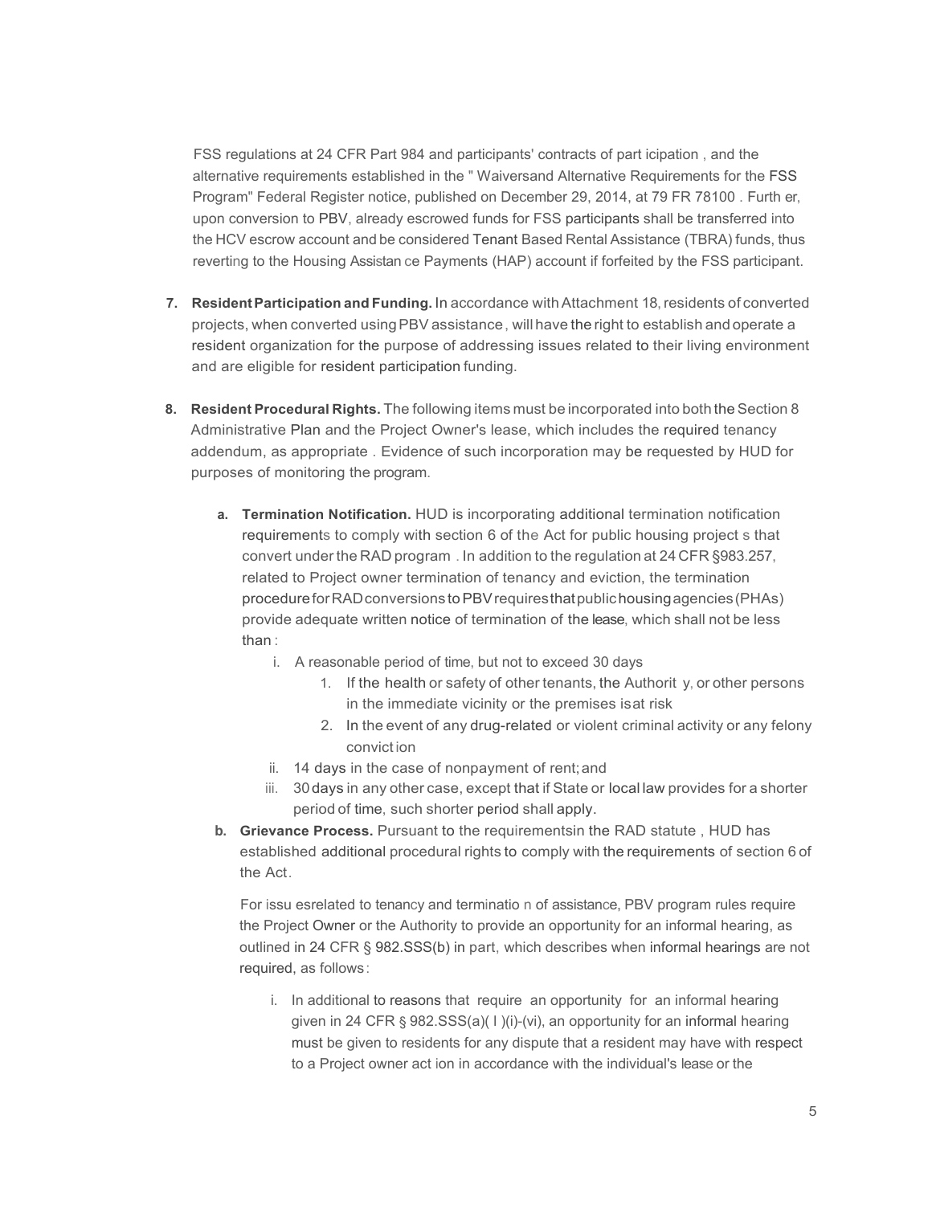FSS regulations at 24 CFR Part 984 and participants' contracts of part icipation , and the alternative requirements established in the " Waiversand Alternative Requirements for the FSS Program" Federal Register notice, published on December 29, 2014, at 79 FR 78100 . Furth er, upon conversion to PBV, already escrowed funds for FSS participants shall be transferred into the HCV escrow account and be considered Tenant Based Rental Assistance (TBRA) funds, thus reverting to the Housing Assistan ce Payments (HAP) account if forfeited by the FSS participant.

7. **Resident Participation and Funding.** In accordance with Attachment 18, residents of converted projects, when converted using PBV assistance , will have the right to establish and operate a resident organization for the purpose of addressing issues related to their living environment and are eligible for resident participation funding.

8. **Resident Procedural Rights.** The following items must be incorporated into both the Section 8 Administrative Plan and the Project Owner's lease, which includes the required tenancy addendum, as appropriate . Evidence of such incorporation may be requested by HUD for purposes of monitoring the program.

   a. **Termination Notification.** HUD is incorporating additional termination notification requirements to comply with section 6 of the Act for public housing project s that convert under the RAD program . In addition to the regulation at 24 CFR §983.257, related to Project owner termination of tenancy and eviction, the termination procedure for RAD conversions to PBV requires that public housing agencies (PHAs) provide adequate written notice of termination of the lease, which shall not be less than :

      i. A reasonable period of time, but not to exceed 30 days
         1. If the health or safety of other tenants, the Authorit y, or other persons in the immediate vicinity or the premises is at risk
         2. In the event of any drug-related or violent criminal activity or any felony convict ion

      ii. 14 days in the case of nonpayment of rent; and

      iii. 30 days in any other case, except that if State or local law provides for a shorter period of time, such shorter period shall apply.

   b. **Grievance Process.** Pursuant to the requirementsin the RAD statute , HUD has established additional procedural rights to comply with the requirements of section 6 of the Act.

      For issu esrelated to tenancy and terminatio n of assistance, PBV program rules require the Project Owner or the Authority to provide an opportunity for an informal hearing, as outlined in 24 CFR § 982.SSS(b) in part, which describes when informal hearings are not required, as follows :

      i. In additional to reasons that require an opportunity for an informal hearing given in 24 CFR § 982.SSS(a)( l )(i)-(vi), an opportunity for an informal hearing must be given to residents for any dispute that a resident may have with respect to a Project owner act ion in accordance with the individual's lease or the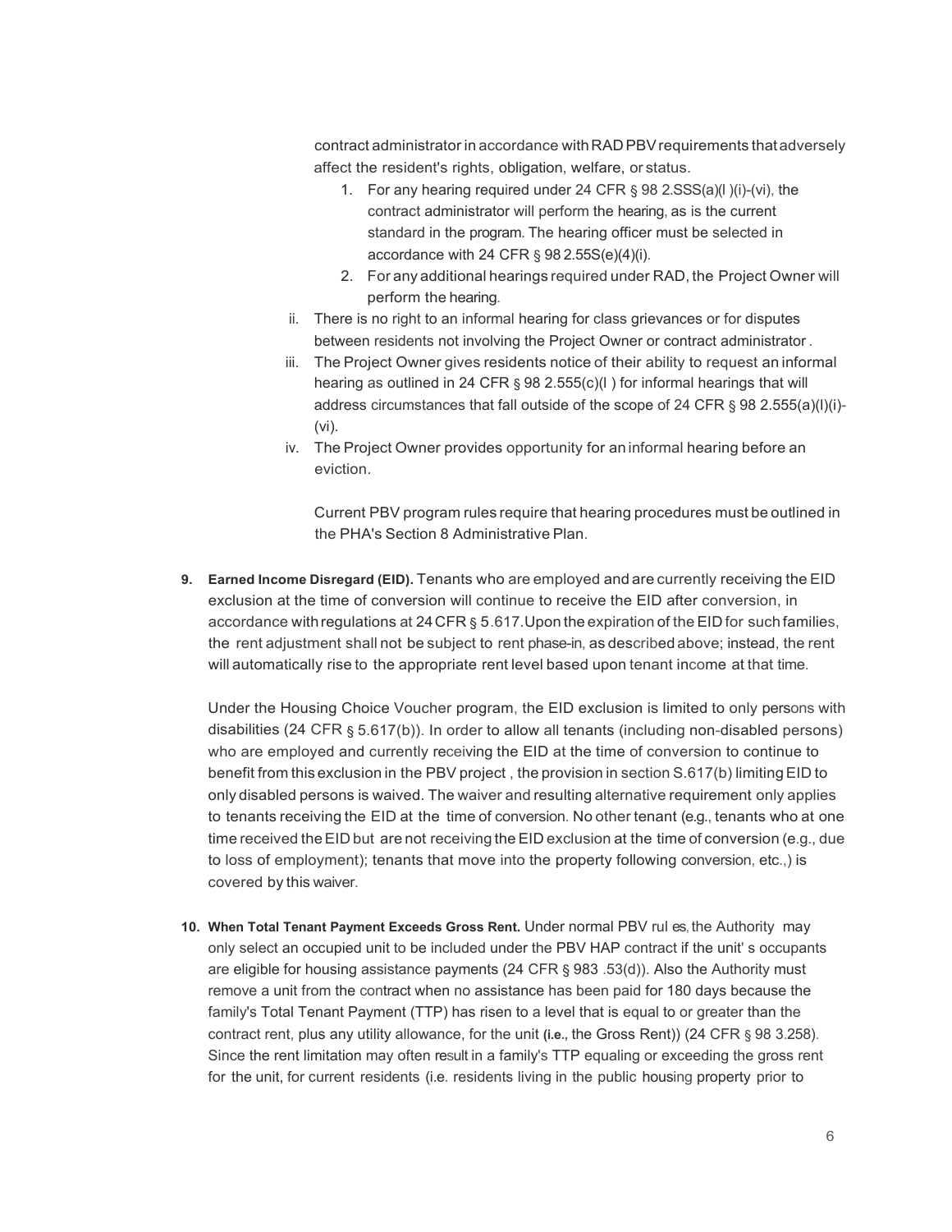contract administrator in accordance with RAD PBV requirements that adversely affect the resident's rights, obligation, welfare, or status.

1. For any hearing required under 24 CFR § 98 2.SSS(a)(l )(i)-(vi), the contract administrator will perform the hearing, as is the current standard in the program. The hearing officer must be selected in accordance with 24 CFR § 98 2.55S(e)(4)(i).
2. For any additional hearings required under RAD, the Project Owner will perform the hearing.

ii. There is no right to an informal hearing for class grievances or for disputes between residents not involving the Project Owner or contract administrator .

iii. The Project Owner gives residents notice of their ability to request an informal hearing as outlined in 24 CFR § 98 2.555(c)(l ) for informal hearings that will address circumstances that fall outside of the scope of 24 CFR § 98 2.555(a)(l)(i)-(vi).

iv. The Project Owner provides opportunity for an informal hearing before an eviction.

Current PBV program rules require that hearing procedures must be outlined in the PHA's Section 8 Administrative Plan.

9. **Earned Income Disregard (EID).** Tenants who are employed and are currently receiving the EID exclusion at the time of conversion will continue to receive the EID after conversion, in accordance with regulations at 24 CFR § 5.617. Upon the expiration of the EID for such families, the rent adjustment shall not be subject to rent phase-in, as described above; instead, the rent will automatically rise to the appropriate rent level based upon tenant income at that time.

   Under the Housing Choice Voucher program, the EID exclusion is limited to only persons with disabilities (24 CFR § 5.617(b)). In order to allow all tenants (including non-disabled persons) who are employed and currently receiving the EID at the time of conversion to continue to benefit from this exclusion in the PBV project , the provision in section S.617(b) limiting EID to only disabled persons is waived. The waiver and resulting alternative requirement only applies to tenants receiving the EID at the time of conversion. No other tenant (e.g., tenants who at one time received the EID but are not receiving the EID exclusion at the time of conversion (e.g., due to loss of employment); tenants that move into the property following conversion, etc.,) is covered by this waiver.

10. **When Total Tenant Payment Exceeds Gross Rent.** Under normal PBV rul es, the Authority may only select an occupied unit to be included under the PBV HAP contract if the unit' s occupants are eligible for housing assistance payments (24 CFR § 983 .53(d)). Also the Authority must remove a unit from the contract when no assistance has been paid for 180 days because the family's Total Tenant Payment (TTP) has risen to a level that is equal to or greater than the contract rent, plus any utility allowance, for the unit (i.e., the Gross Rent)) (24 CFR § 98 3.258). Since the rent limitation may often result in a family's TTP equaling or exceeding the gross rent for the unit, for current residents (i.e. residents living in the public housing property prior to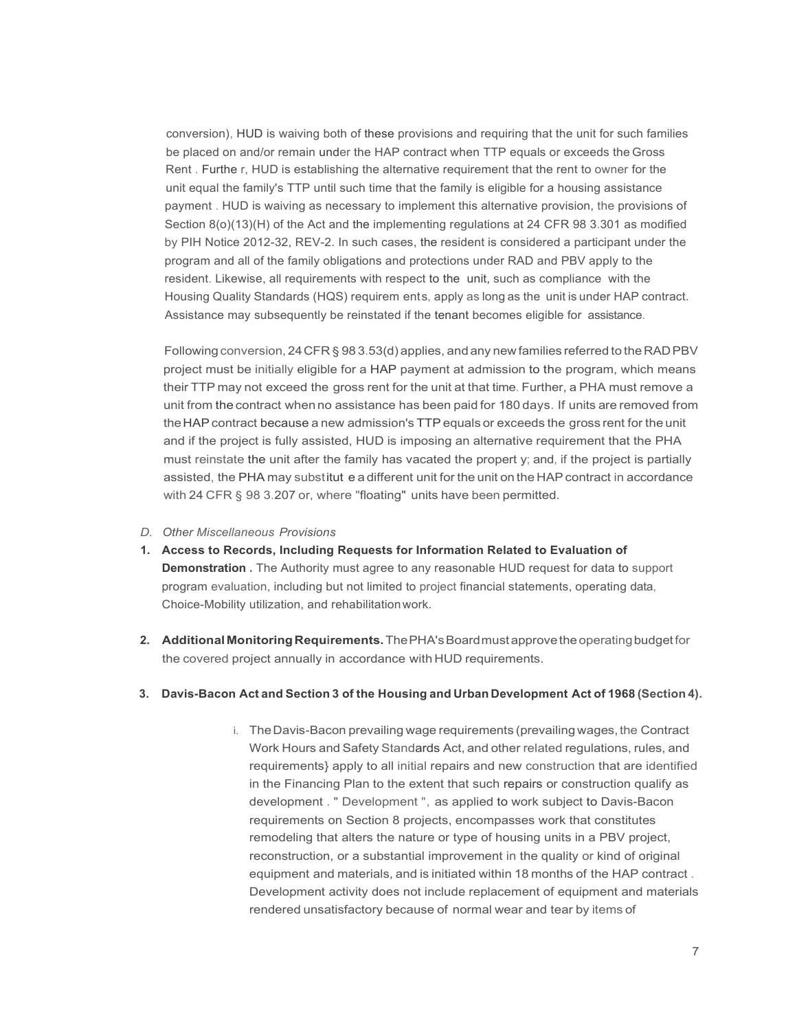conversion), HUD is waiving both of these provisions and requiring that the unit for such families be placed on and/or remain under the HAP contract when TTP equals or exceeds the Gross Rent . Furthe r, HUD is establishing the alternative requirement that the rent to owner for the unit equal the family's TTP until such time that the family is eligible for a housing assistance payment . HUD is waiving as necessary to implement this alternative provision, the provisions of Section 8(o)(13)(H) of the Act and the implementing regulations at 24 CFR 98 3.301 as modified by PIH Notice 2012-32, REV-2. In such cases, the resident is considered a participant under the program and all of the family obligations and protections under RAD and PBV apply to the resident. Likewise, all requirements with respect to the unit, such as compliance with the Housing Quality Standards (HQS) requirem ents, apply as long as the unit is under HAP contract. Assistance may subsequently be reinstated if the tenant becomes eligible for assistance.

Following conversion, 24 CFR § 98 3.53(d) applies, and any new families referred to the RAD PBV project must be initially eligible for a HAP payment at admission to the program, which means their TTP may not exceed the gross rent for the unit at that time. Further, a PHA must remove a unit from the contract when no assistance has been paid for 180 days. If units are removed from the HAP contract because a new admission's TTP equals or exceeds the gross rent for the unit and if the project is fully assisted, HUD is imposing an alternative requirement that the PHA must reinstate the unit after the family has vacated the propert y; and, if the project is partially assisted, the PHA may substitut e a different unit for the unit on the HAP contract in accordance with 24 CFR § 98 3.207 or, where "floating" units have been permitted.

*D. Other Miscellaneous Provisions*

1. **Access to Records, Including Requests for Information Related to Evaluation of Demonstration .** The Authority must agree to any reasonable HUD request for data to support program evaluation, including but not limited to project financial statements, operating data, Choice-Mobility utilization, and rehabilitation work.

2. **Additional Monitoring Requirements.** The PHA's Board must approve the operating budget for the covered project annually in accordance with HUD requirements.

3. **Davis-Bacon Act and Section 3 of the Housing and Urban Development Act of 1968 (Section 4).**

   i. The Davis-Bacon prevailing wage requirements (prevailing wages, the Contract Work Hours and Safety Standards Act, and other related regulations, rules, and requirements} apply to all initial repairs and new construction that are identified in the Financing Plan to the extent that such repairs or construction qualify as development . " Development ", as applied to work subject to Davis-Bacon requirements on Section 8 projects, encompasses work that constitutes remodeling that alters the nature or type of housing units in a PBV project, reconstruction, or a substantial improvement in the quality or kind of original equipment and materials, and is initiated within 18 months of the HAP contract . Development activity does not include replacement of equipment and materials rendered unsatisfactory because of normal wear and tear by items of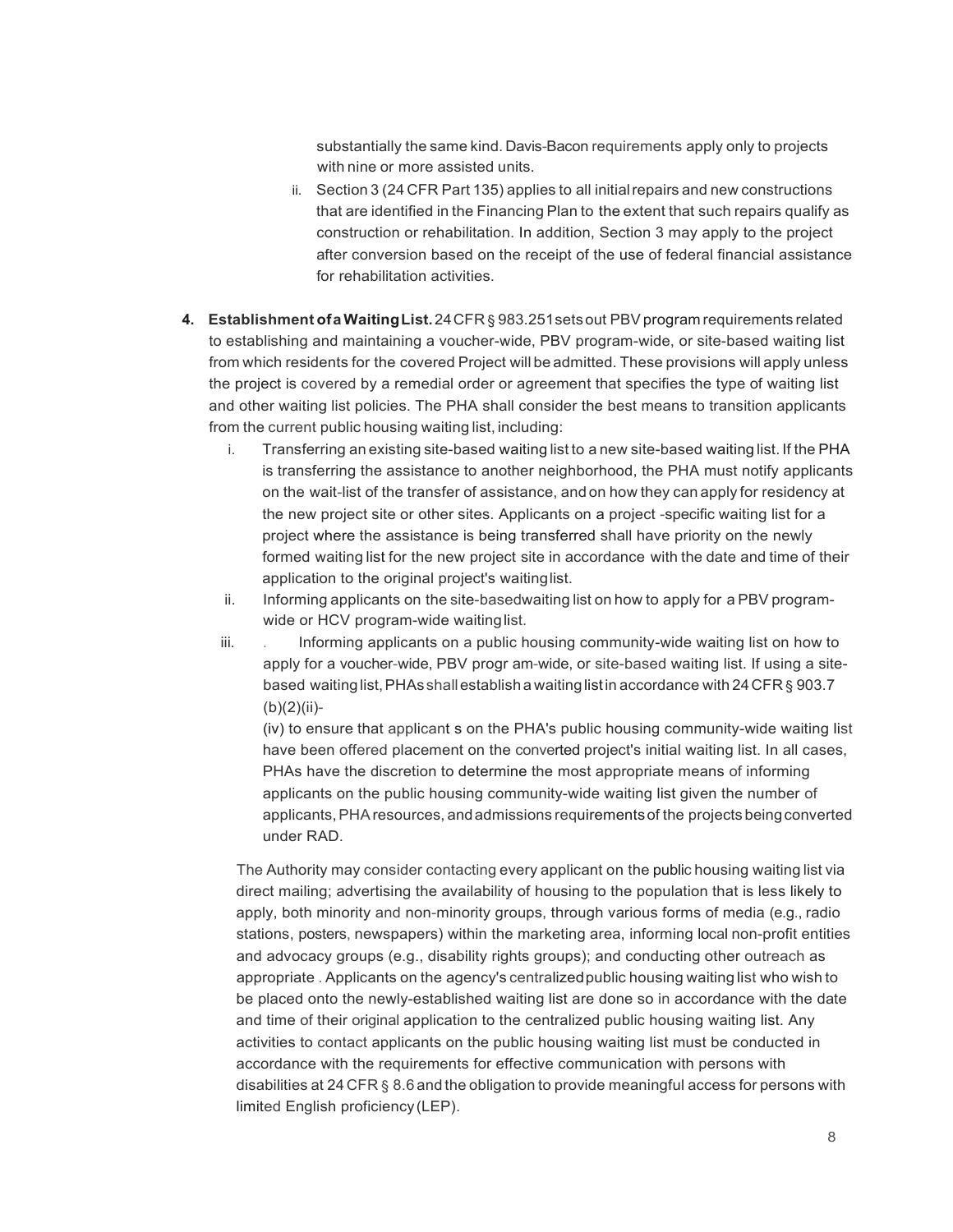substantially the same kind. Davis-Bacon requirements apply only to projects with nine or more assisted units.

ii. Section 3 (24 CFR Part 135) applies to all initial repairs and new constructions that are identified in the Financing Plan to the extent that such repairs qualify as construction or rehabilitation. In addition, Section 3 may apply to the project after conversion based on the receipt of the use of federal financial assistance for rehabilitation activities.

4. **Establishment of a Waiting List.** 24 CFR § 983.251 sets out PBV program requirements related to establishing and maintaining a voucher-wide, PBV program-wide, or site-based waiting list from which residents for the covered Project will be admitted. These provisions will apply unless the project is covered by a remedial order or agreement that specifies the type of waiting list and other waiting list policies. The PHA shall consider the best means to transition applicants from the current public housing waiting list, including:

   i. Transferring an existing site-based waiting list to a new site-based waiting list. If the PHA is transferring the assistance to another neighborhood, the PHA must notify applicants on the wait-list of the transfer of assistance, and on how they can apply for residency at the new project site or other sites. Applicants on a project -specific waiting list for a project where the assistance is being transferred shall have priority on the newly formed waiting list for the new project site in accordance with the date and time of their application to the original project's waiting list.

   ii. Informing applicants on the site-based waiting list on how to apply for a PBV program-wide or HCV program-wide waiting list.

   iii. . Informing applicants on a public housing community-wide waiting list on how to apply for a voucher-wide, PBV progr am-wide, or site-based waiting list. If using a site-based waiting list, PHAs shall establish a waiting list in accordance with 24 CFR § 903.7 (b)(2)(ii)-
   (iv) to ensure that applicant s on the PHA's public housing community-wide waiting list have been offered placement on the converted project's initial waiting list. In all cases, PHAs have the discretion to determine the most appropriate means of informing applicants on the public housing community-wide waiting list given the number of applicants, PHA resources, and admissions requirements of the projects being converted under RAD.

   The Authority may consider contacting every applicant on the public housing waiting list via direct mailing; advertising the availability of housing to the population that is less likely to apply, both minority and non-minority groups, through various forms of media (e.g., radio stations, posters, newspapers) within the marketing area, informing local non-profit entities and advocacy groups (e.g., disability rights groups); and conducting other outreach as appropriate . Applicants on the agency's centralized public housing waiting list who wish to be placed onto the newly-established waiting list are done so in accordance with the date and time of their original application to the centralized public housing waiting list. Any activities to contact applicants on the public housing waiting list must be conducted in accordance with the requirements for effective communication with persons with disabilities at 24 CFR § 8.6 and the obligation to provide meaningful access for persons with limited English proficiency (LEP).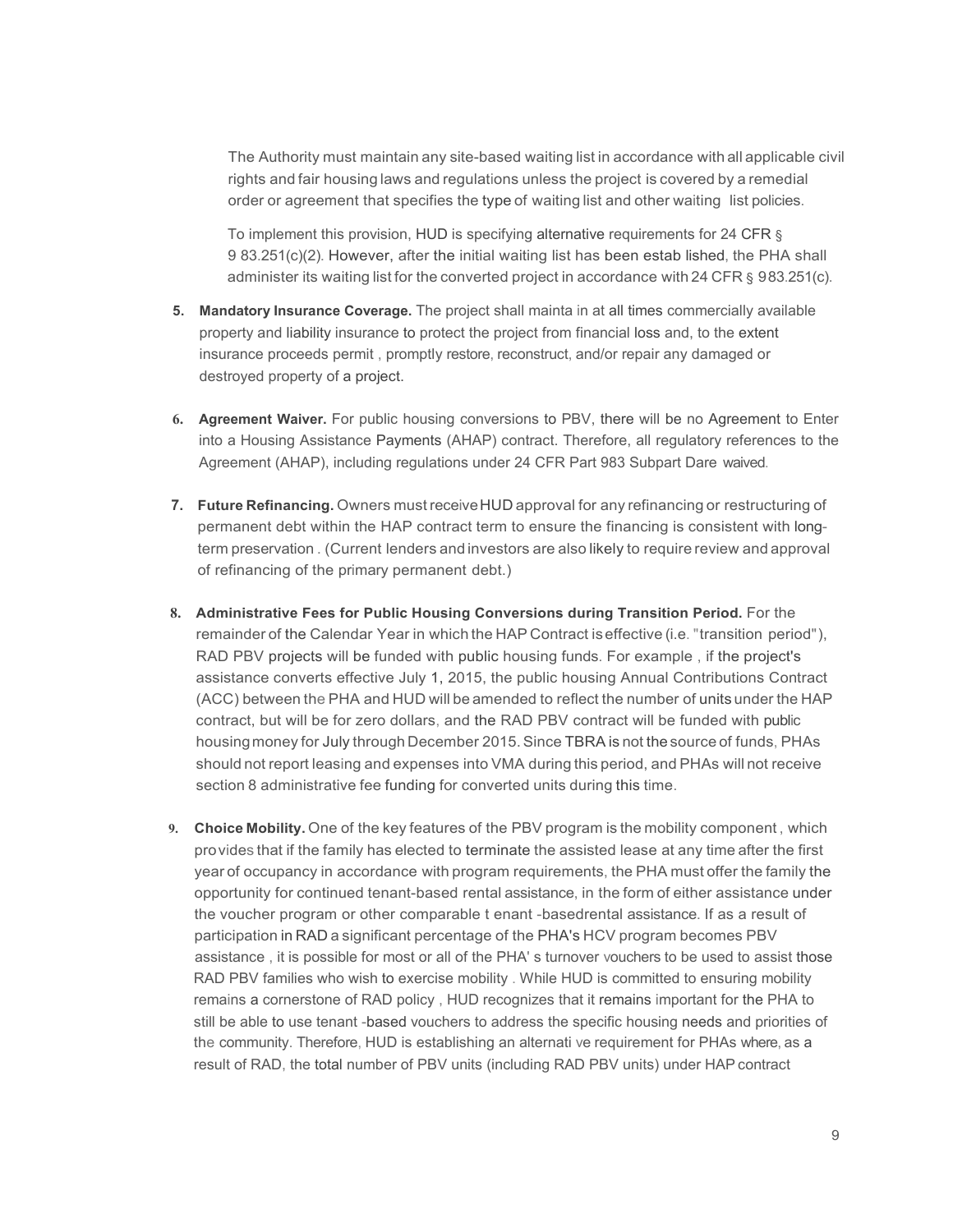The Authority must maintain any site-based waiting list in accordance with all applicable civil rights and fair housing laws and regulations unless the project is covered by a remedial order or agreement that specifies the type of waiting list and other waiting list policies.

To implement this provision, HUD is specifying alternative requirements for 24 CFR § 983.251(c)(2). However, after the initial waiting list has been established, the PHA shall administer its waiting list for the converted project in accordance with 24 CFR § 983.251(c).

5. **Mandatory Insurance Coverage.** The project shall maintain at all times commercially available property and liability insurance to protect the project from financial loss and, to the extent insurance proceeds permit, promptly restore, reconstruct, and/or repair any damaged or destroyed property of a project.

6. **Agreement Waiver.** For public housing conversions to PBV, there will be no Agreement to Enter into a Housing Assistance Payments (AHAP) contract. Therefore, all regulatory references to the Agreement (AHAP), including regulations under 24 CFR Part 983 Subpart D are waived.

7. **Future Refinancing.** Owners must receive HUD approval for any refinancing or restructuring of permanent debt within the HAP contract term to ensure the financing is consistent with long-term preservation. (Current lenders and investors are also likely to require review and approval of refinancing of the primary permanent debt.)

8. **Administrative Fees for Public Housing Conversions during Transition Period.** For the remainder of the Calendar Year in which the HAP Contract is effective (i.e. "transition period"), RAD PBV projects will be funded with public housing funds. For example, if the project's assistance converts effective July 1, 2015, the public housing Annual Contributions Contract (ACC) between the PHA and HUD will be amended to reflect the number of units under the HAP contract, but will be for zero dollars, and the RAD PBV contract will be funded with public housing money for July through December 2015. Since TBRA is not the source of funds, PHAs should not report leasing and expenses into VMA during this period, and PHAs will not receive section 8 administrative fee funding for converted units during this time.

9. **Choice Mobility.** One of the key features of the PBV program is the mobility component, which provides that if the family has elected to terminate the assisted lease at any time after the first year of occupancy in accordance with program requirements, the PHA must offer the family the opportunity for continued tenant-based rental assistance, in the form of either assistance under the voucher program or other comparable tenant-based rental assistance. If as a result of participation in RAD a significant percentage of the PHA's HCV program becomes PBV assistance, it is possible for most or all of the PHA's turnover vouchers to be used to assist those RAD PBV families who wish to exercise mobility. While HUD is committed to ensuring mobility remains a cornerstone of RAD policy, HUD recognizes that it remains important for the PHA to still be able to use tenant-based vouchers to address the specific housing needs and priorities of the community. Therefore, HUD is establishing an alternative requirement for PHAs where, as a result of RAD, the total number of PBV units (including RAD PBV units) under HAP contract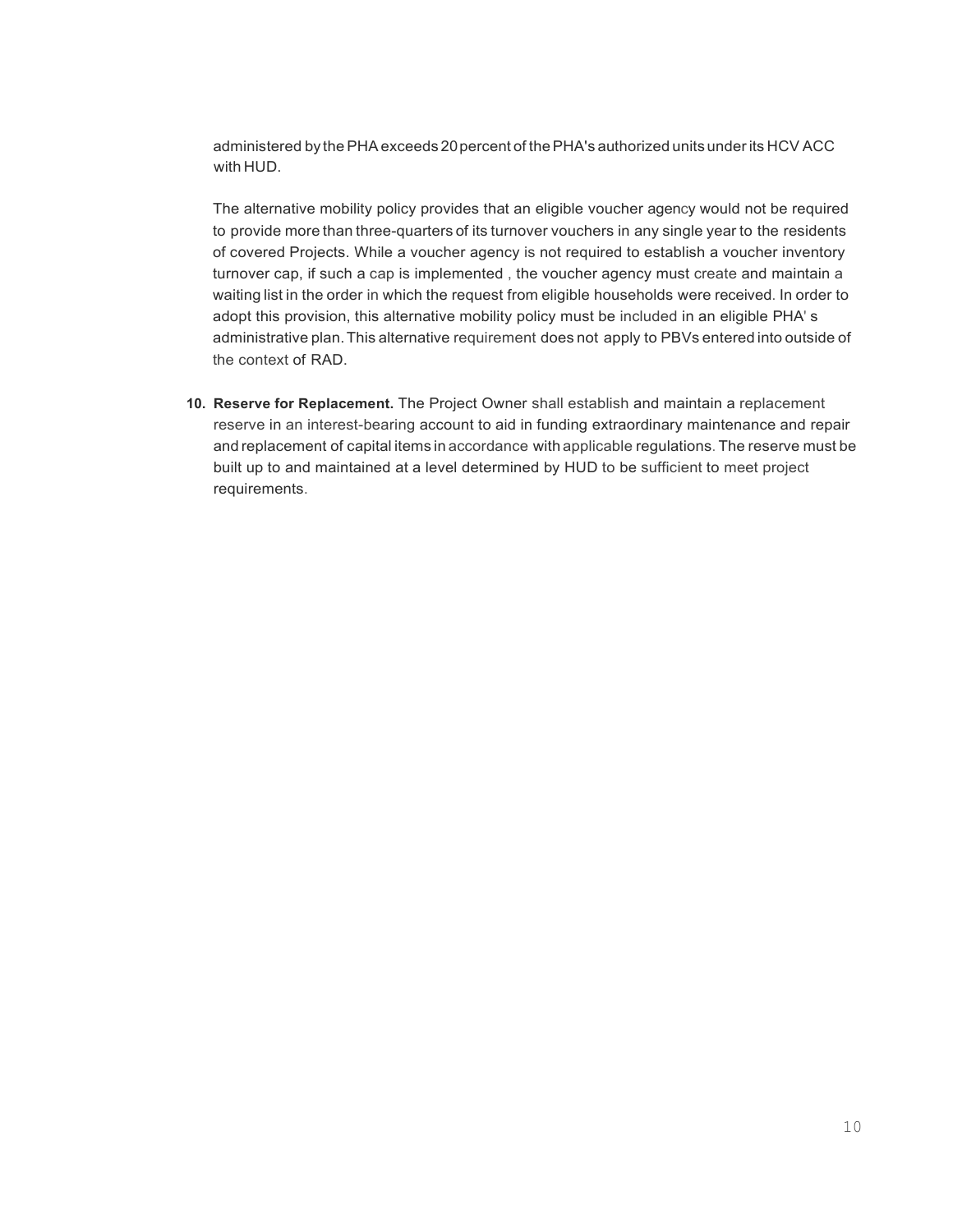administered by the PHA exceeds 20 percent of the PHA's authorized units under its HCV ACC with HUD.

The alternative mobility policy provides that an eligible voucher agency would not be required to provide more than three-quarters of its turnover vouchers in any single year to the residents of covered Projects. While a voucher agency is not required to establish a voucher inventory turnover cap, if such a cap is implemented , the voucher agency must create and maintain a waiting list in the order in which the request from eligible households were received. In order to adopt this provision, this alternative mobility policy must be included in an eligible PHA' s administrative plan. This alternative requirement does not apply to PBVs entered into outside of the context of RAD.

10. **Reserve for Replacement.** The Project Owner shall establish and maintain a replacement reserve in an interest-bearing account to aid in funding extraordinary maintenance and repair and replacement of capital items in accordance with applicable regulations. The reserve must be built up to and maintained at a level determined by HUD to be sufficient to meet project requirements.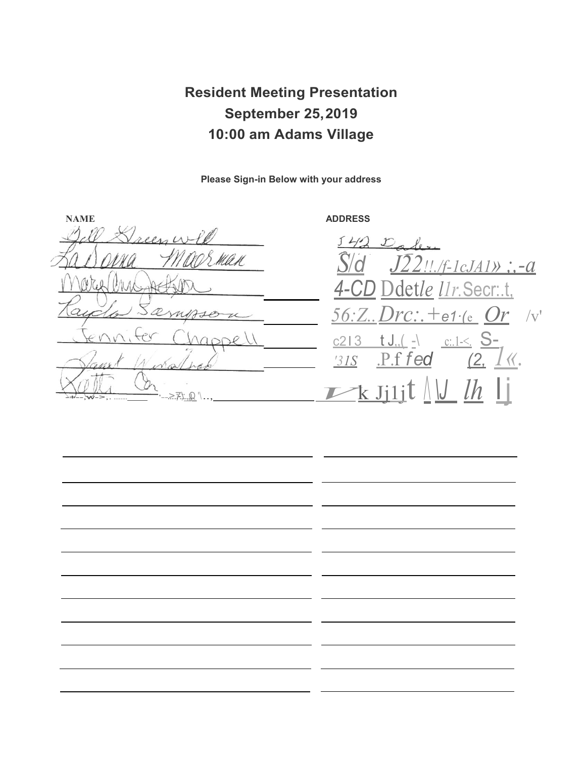## Resident Meeting Presentation

## September 25, 2019

## 10:00 am Adams Village

**Please Sign-in Below with your address**

| NAME | ADDRESS |
|---|---|
| Bill Greenwell | 542 Dale |
| LaDonna Moorman | |
| Mary Ann Jackson | |
| Kayla Sampson | |
| Jennifer Chappell | |
| Janet Winalked | |
| Kathi Co | |
| | |
| | |
| | |
| | |
| | |
| | |
| | |
| | |
| | |
| | |
| | |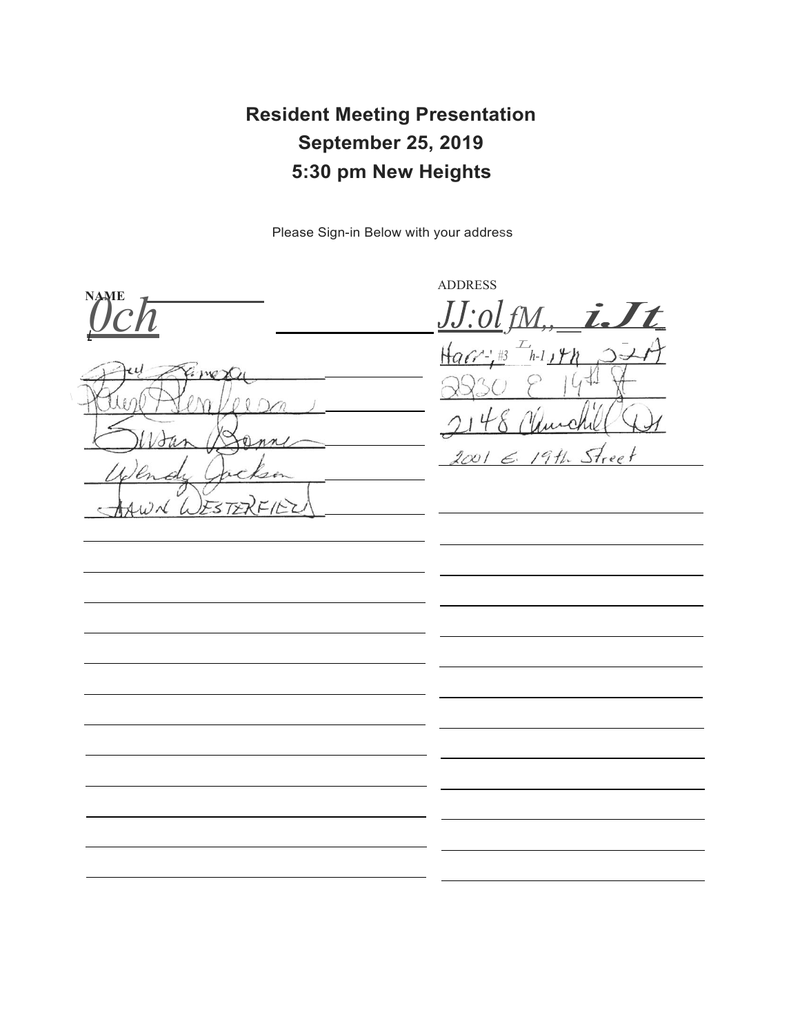**Resident Meeting Presentation**

**September 25, 2019**

**5:30 pm New Heights**

Please Sign-in Below with your address

| NAME | ADDRESS |
| --- | --- |
| 0ch | JJ:ol fM,, i.Jt |
| Del Zamora | Harr; #3 I h-1 14th 32A |
| Hazel Henderson | 2830 E 14th St |
| Susan Bonne | 2148 Churchill Dr |
| Wendy Jackson | 2001 E 19th Street |
| SHAWN WESTERFIELD | |
| | |
| | |
| | |
| | |
| | |
| | |
| | |
| | |
| | |
| | |
| | |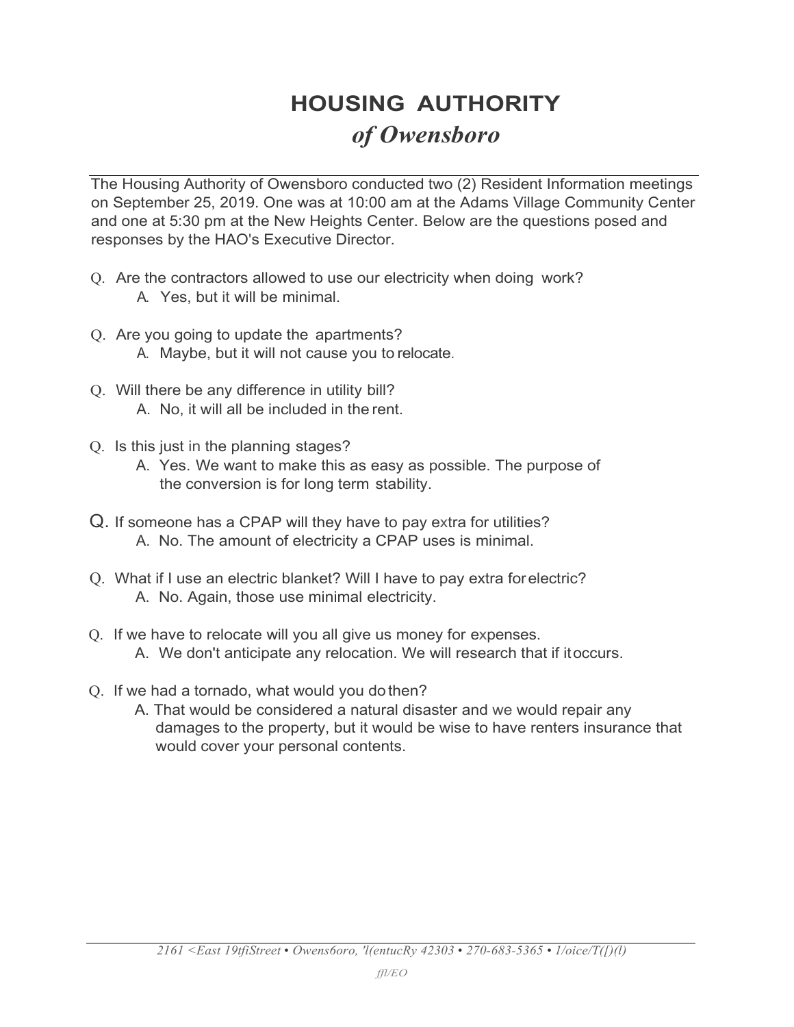# HOUSING AUTHORITY
## *of Owensboro*

The Housing Authority of Owensboro conducted two (2) Resident Information meetings on September 25, 2019. One was at 10:00 am at the Adams Village Community Center and one at 5:30 pm at the New Heights Center. Below are the questions posed and responses by the HAO's Executive Director.

Q. Are the contractors allowed to use our electricity when doing work?
   A. Yes, but it will be minimal.

Q. Are you going to update the apartments?
   A. Maybe, but it will not cause you to relocate.

Q. Will there be any difference in utility bill?
   A. No, it will all be included in the rent.

Q. Is this just in the planning stages?
   A. Yes. We want to make this as easy as possible. The purpose of the conversion is for long term stability.

Q. If someone has a CPAP will they have to pay extra for utilities?
   A. No. The amount of electricity a CPAP uses is minimal.

Q. What if I use an electric blanket? Will I have to pay extra for electric?
   A. No. Again, those use minimal electricity.

Q. If we have to relocate will you all give us money for expenses.
   A. We don't anticipate any relocation. We will research that if it occurs.

Q. If we had a tornado, what would you do then?
   A. That would be considered a natural disaster and we would repair any damages to the property, but it would be wise to have renters insurance that would cover your personal contents.

*2161 East 19th Street • Owensboro, Kentucky 42303 • 270-683-5365 • Voice/TDD*